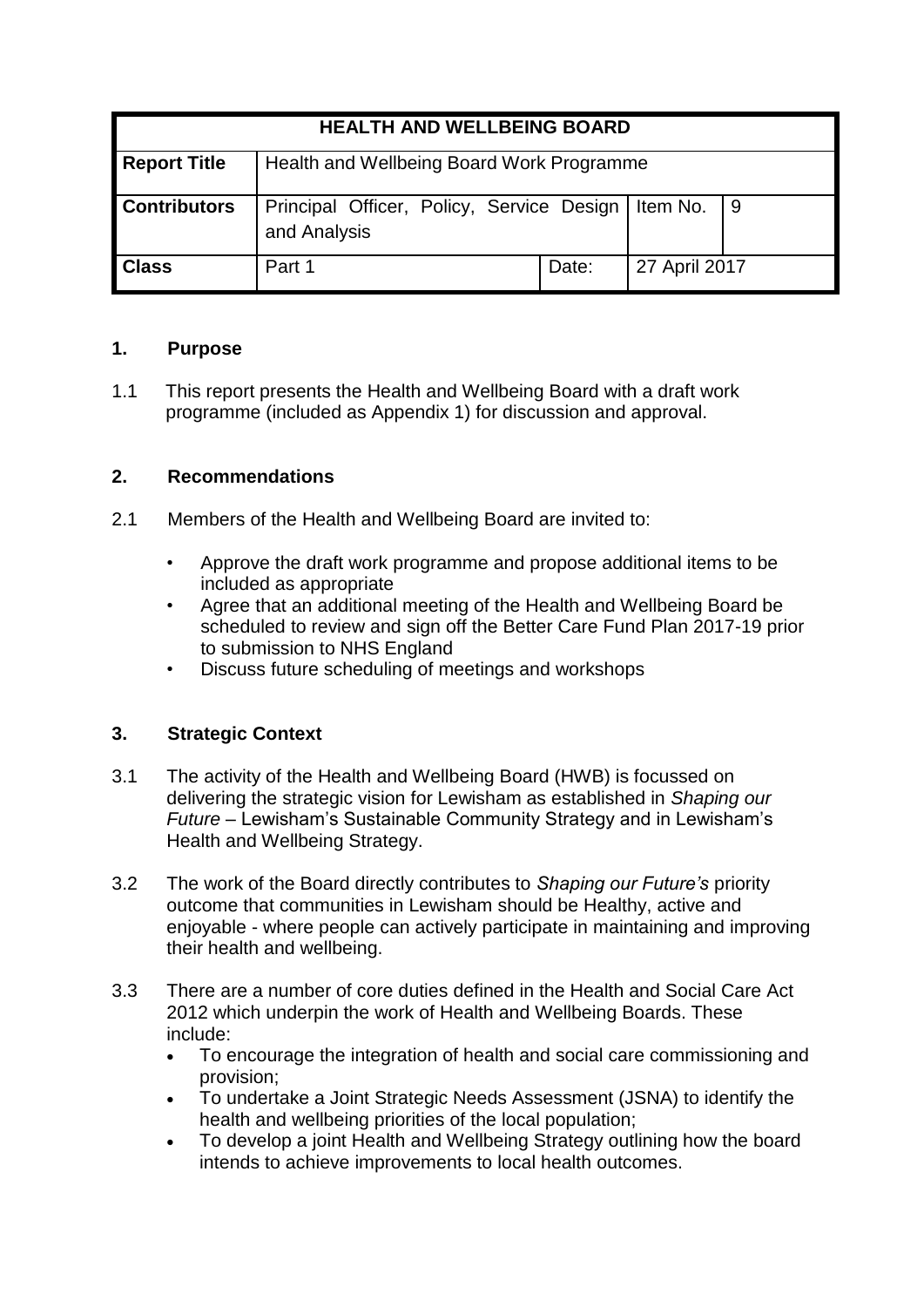| HEALTH AND WELLBEING BOARD | | | | |
|---|---|---|---|---|
| **Report Title** | Health and Wellbeing Board Work Programme | | | |
| **Contributors** | Principal Officer, Policy, Service Design and Analysis | | Item No. | 9 |
| **Class** | Part 1 | Date: | 27 April 2017 | |

## 1. Purpose

1.1 This report presents the Health and Wellbeing Board with a draft work programme (included as Appendix 1) for discussion and approval.

## 2. Recommendations

2.1 Members of the Health and Wellbeing Board are invited to:

- Approve the draft work programme and propose additional items to be included as appropriate
- Agree that an additional meeting of the Health and Wellbeing Board be scheduled to review and sign off the Better Care Fund Plan 2017-19 prior to submission to NHS England
- Discuss future scheduling of meetings and workshops

## 3. Strategic Context

3.1 The activity of the Health and Wellbeing Board (HWB) is focussed on delivering the strategic vision for Lewisham as established in *Shaping our Future* – Lewisham's Sustainable Community Strategy and in Lewisham's Health and Wellbeing Strategy.

3.2 The work of the Board directly contributes to *Shaping our Future's* priority outcome that communities in Lewisham should be Healthy, active and enjoyable - where people can actively participate in maintaining and improving their health and wellbeing.

3.3 There are a number of core duties defined in the Health and Social Care Act 2012 which underpin the work of Health and Wellbeing Boards. These include:

- To encourage the integration of health and social care commissioning and provision;
- To undertake a Joint Strategic Needs Assessment (JSNA) to identify the health and wellbeing priorities of the local population;
- To develop a joint Health and Wellbeing Strategy outlining how the board intends to achieve improvements to local health outcomes.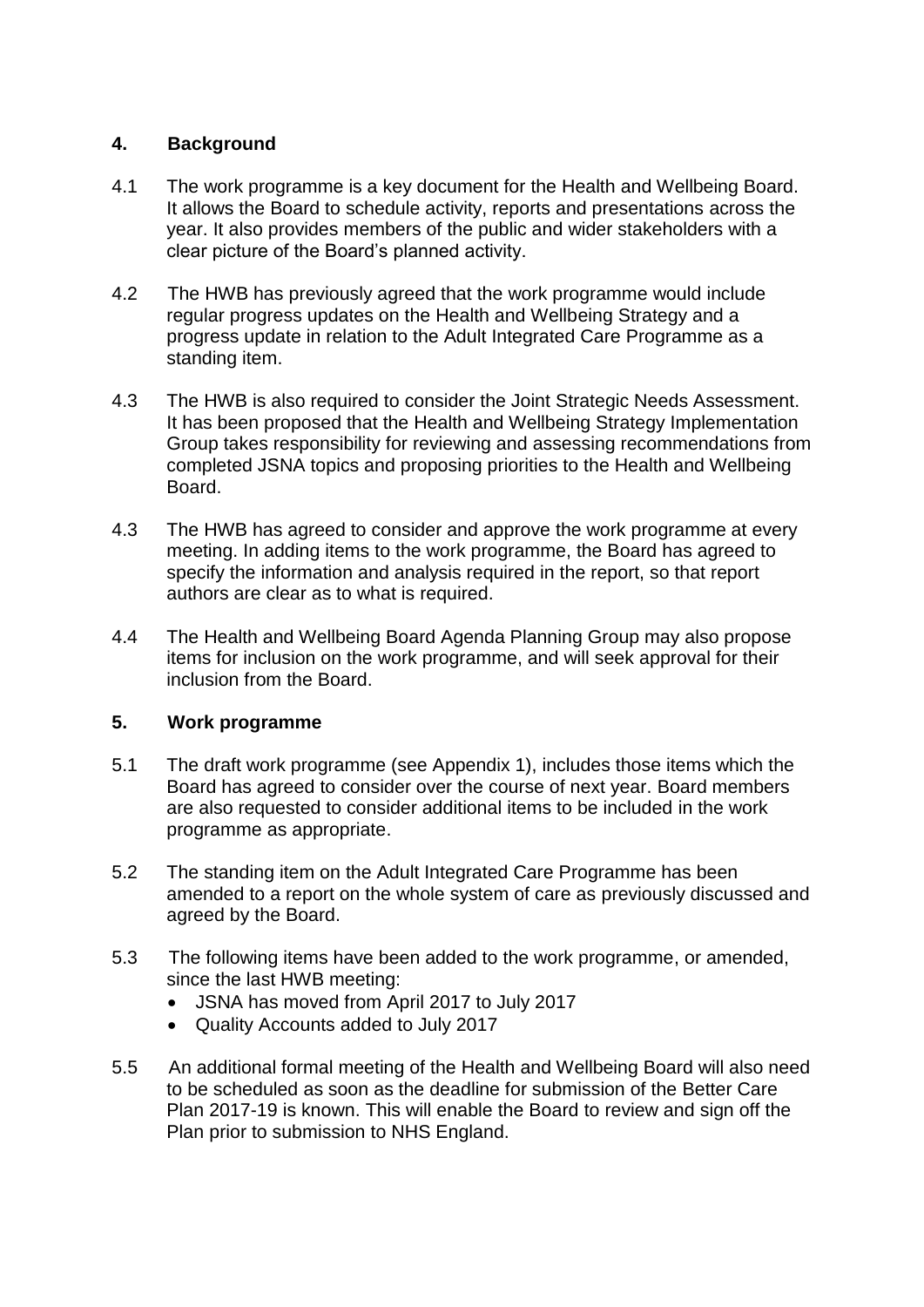## 4. Background

4.1 The work programme is a key document for the Health and Wellbeing Board. It allows the Board to schedule activity, reports and presentations across the year. It also provides members of the public and wider stakeholders with a clear picture of the Board's planned activity.

4.2 The HWB has previously agreed that the work programme would include regular progress updates on the Health and Wellbeing Strategy and a progress update in relation to the Adult Integrated Care Programme as a standing item.

4.3 The HWB is also required to consider the Joint Strategic Needs Assessment. It has been proposed that the Health and Wellbeing Strategy Implementation Group takes responsibility for reviewing and assessing recommendations from completed JSNA topics and proposing priorities to the Health and Wellbeing Board.

4.3 The HWB has agreed to consider and approve the work programme at every meeting. In adding items to the work programme, the Board has agreed to specify the information and analysis required in the report, so that report authors are clear as to what is required.

4.4 The Health and Wellbeing Board Agenda Planning Group may also propose items for inclusion on the work programme, and will seek approval for their inclusion from the Board.

## 5. Work programme

5.1 The draft work programme (see Appendix 1), includes those items which the Board has agreed to consider over the course of next year. Board members are also requested to consider additional items to be included in the work programme as appropriate.

5.2 The standing item on the Adult Integrated Care Programme has been amended to a report on the whole system of care as previously discussed and agreed by the Board.

5.3 The following items have been added to the work programme, or amended, since the last HWB meeting:

- JSNA has moved from April 2017 to July 2017
- Quality Accounts added to July 2017

5.5 An additional formal meeting of the Health and Wellbeing Board will also need to be scheduled as soon as the deadline for submission of the Better Care Plan 2017-19 is known. This will enable the Board to review and sign off the Plan prior to submission to NHS England.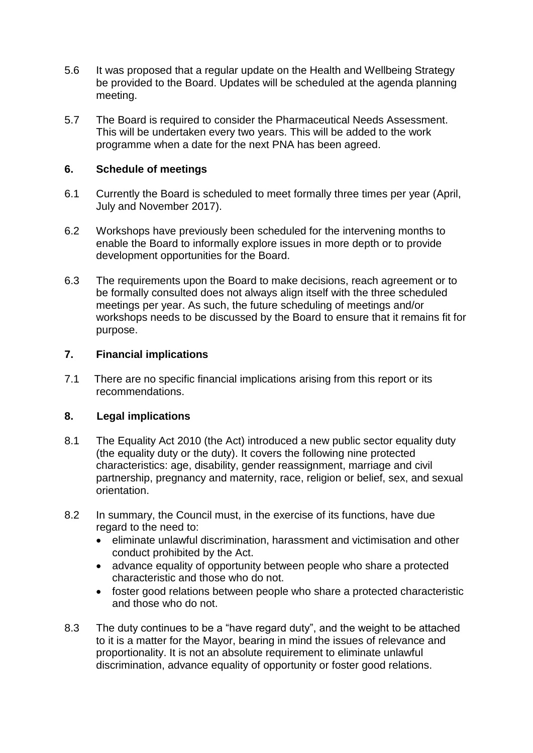5.6 It was proposed that a regular update on the Health and Wellbeing Strategy be provided to the Board. Updates will be scheduled at the agenda planning meeting.

5.7 The Board is required to consider the Pharmaceutical Needs Assessment. This will be undertaken every two years. This will be added to the work programme when a date for the next PNA has been agreed.

## 6. Schedule of meetings

6.1 Currently the Board is scheduled to meet formally three times per year (April, July and November 2017).

6.2 Workshops have previously been scheduled for the intervening months to enable the Board to informally explore issues in more depth or to provide development opportunities for the Board.

6.3 The requirements upon the Board to make decisions, reach agreement or to be formally consulted does not always align itself with the three scheduled meetings per year. As such, the future scheduling of meetings and/or workshops needs to be discussed by the Board to ensure that it remains fit for purpose.

## 7. Financial implications

7.1 There are no specific financial implications arising from this report or its recommendations.

## 8. Legal implications

8.1 The Equality Act 2010 (the Act) introduced a new public sector equality duty (the equality duty or the duty). It covers the following nine protected characteristics: age, disability, gender reassignment, marriage and civil partnership, pregnancy and maternity, race, religion or belief, sex, and sexual orientation.

8.2 In summary, the Council must, in the exercise of its functions, have due regard to the need to:

- eliminate unlawful discrimination, harassment and victimisation and other conduct prohibited by the Act.
- advance equality of opportunity between people who share a protected characteristic and those who do not.
- foster good relations between people who share a protected characteristic and those who do not.

8.3 The duty continues to be a "have regard duty", and the weight to be attached to it is a matter for the Mayor, bearing in mind the issues of relevance and proportionality. It is not an absolute requirement to eliminate unlawful discrimination, advance equality of opportunity or foster good relations.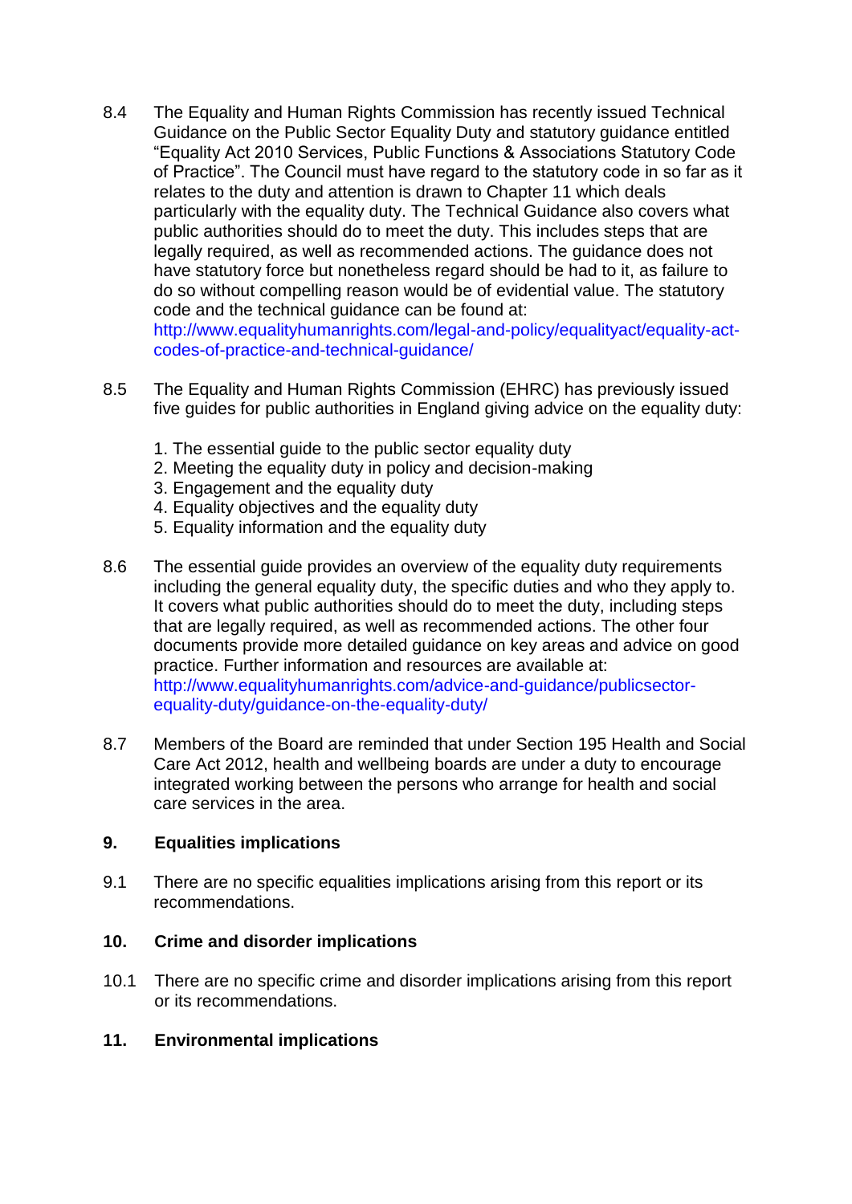8.4 The Equality and Human Rights Commission has recently issued Technical Guidance on the Public Sector Equality Duty and statutory guidance entitled "Equality Act 2010 Services, Public Functions & Associations Statutory Code of Practice". The Council must have regard to the statutory code in so far as it relates to the duty and attention is drawn to Chapter 11 which deals particularly with the equality duty. The Technical Guidance also covers what public authorities should do to meet the duty. This includes steps that are legally required, as well as recommended actions. The guidance does not have statutory force but nonetheless regard should be had to it, as failure to do so without compelling reason would be of evidential value. The statutory code and the technical guidance can be found at: http://www.equalityhumanrights.com/legal-and-policy/equalityact/equality-act-codes-of-practice-and-technical-guidance/

8.5 The Equality and Human Rights Commission (EHRC) has previously issued five guides for public authorities in England giving advice on the equality duty:

1. The essential guide to the public sector equality duty
2. Meeting the equality duty in policy and decision-making
3. Engagement and the equality duty
4. Equality objectives and the equality duty
5. Equality information and the equality duty

8.6 The essential guide provides an overview of the equality duty requirements including the general equality duty, the specific duties and who they apply to. It covers what public authorities should do to meet the duty, including steps that are legally required, as well as recommended actions. The other four documents provide more detailed guidance on key areas and advice on good practice. Further information and resources are available at: http://www.equalityhumanrights.com/advice-and-guidance/publicsector-equality-duty/guidance-on-the-equality-duty/

8.7 Members of the Board are reminded that under Section 195 Health and Social Care Act 2012, health and wellbeing boards are under a duty to encourage integrated working between the persons who arrange for health and social care services in the area.

## 9. Equalities implications

9.1 There are no specific equalities implications arising from this report or its recommendations.

## 10. Crime and disorder implications

10.1 There are no specific crime and disorder implications arising from this report or its recommendations.

## 11. Environmental implications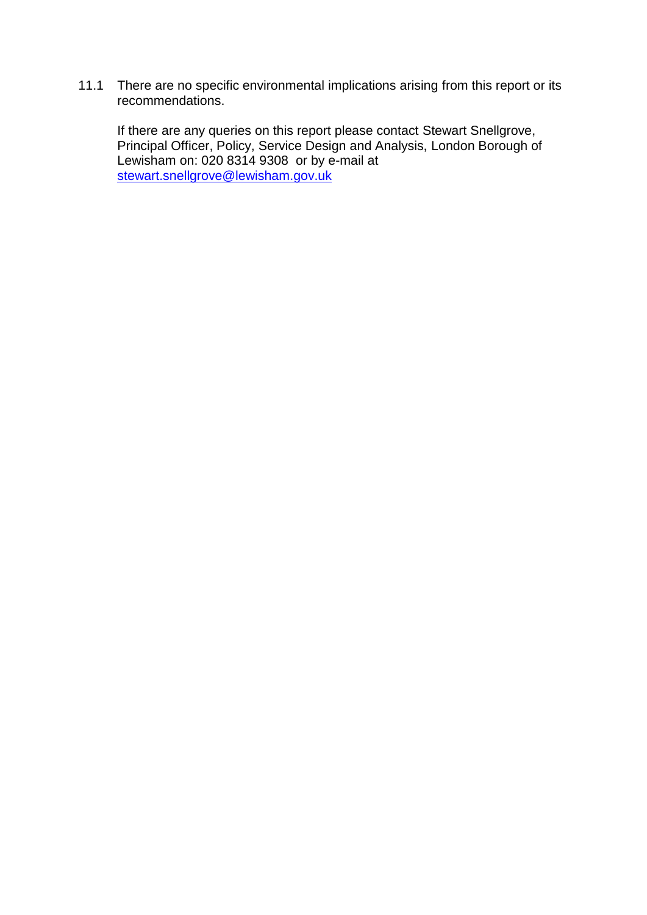11.1 There are no specific environmental implications arising from this report or its recommendations.

If there are any queries on this report please contact Stewart Snellgrove, Principal Officer, Policy, Service Design and Analysis, London Borough of Lewisham on: 020 8314 9308 or by e-mail at stewart.snellgrove@lewisham.gov.uk